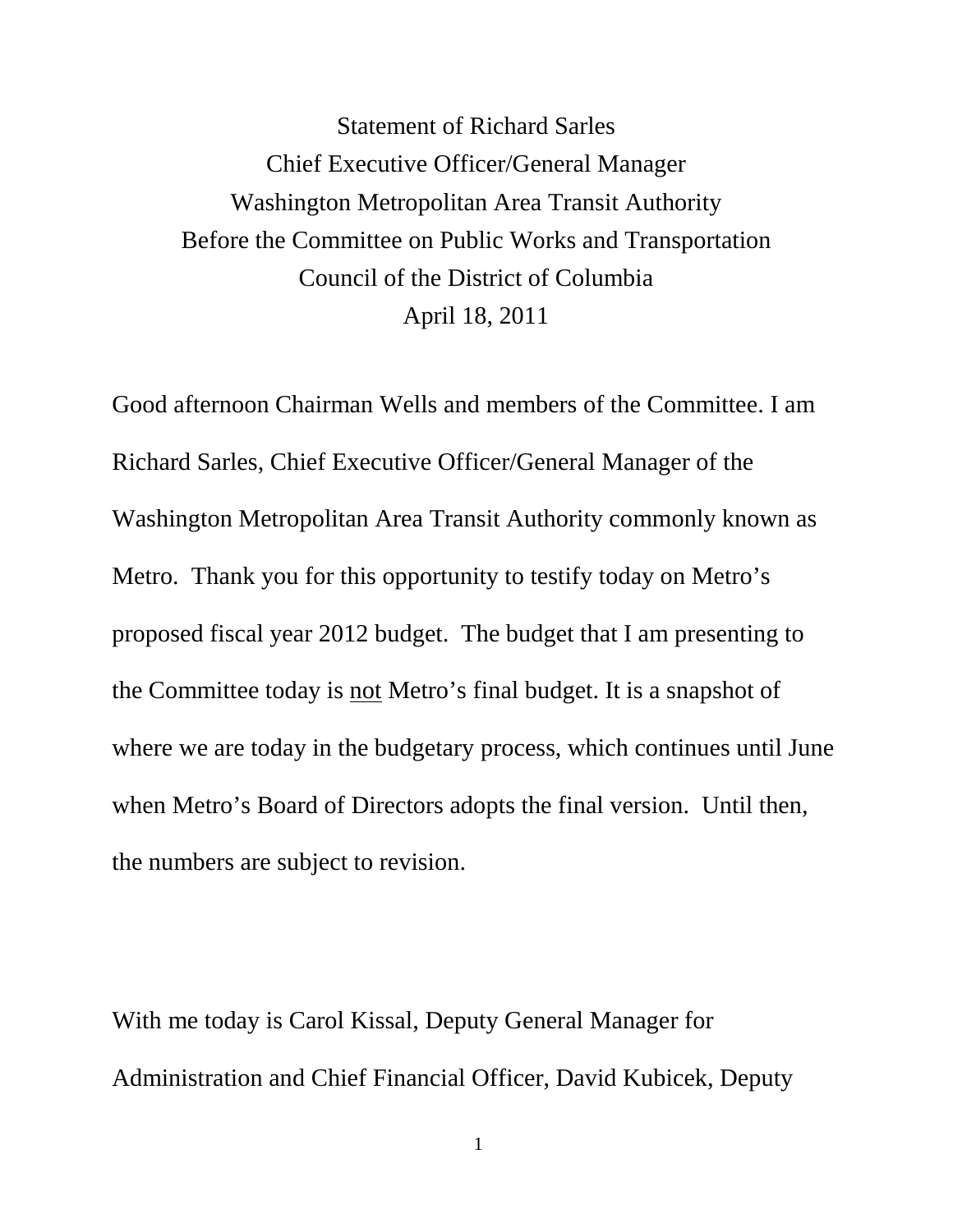Statement of Richard Sarles
Chief Executive Officer/General Manager
Washington Metropolitan Area Transit Authority
Before the Committee on Public Works and Transportation
Council of the District of Columbia
April 18, 2011

Good afternoon Chairman Wells and members of the Committee. I am Richard Sarles, Chief Executive Officer/General Manager of the Washington Metropolitan Area Transit Authority commonly known as Metro. Thank you for this opportunity to testify today on Metro's proposed fiscal year 2012 budget. The budget that I am presenting to the Committee today is <u>not</u> Metro's final budget. It is a snapshot of where we are today in the budgetary process, which continues until June when Metro's Board of Directors adopts the final version. Until then, the numbers are subject to revision.

With me today is Carol Kissal, Deputy General Manager for Administration and Chief Financial Officer, David Kubicek, Deputy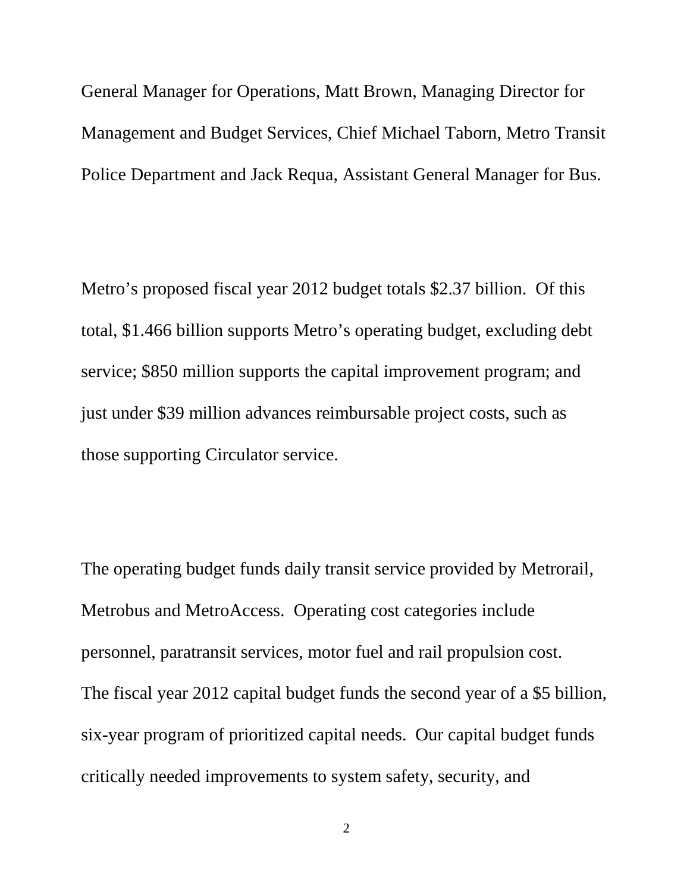General Manager for Operations, Matt Brown, Managing Director for Management and Budget Services, Chief Michael Taborn, Metro Transit Police Department and Jack Requa, Assistant General Manager for Bus.

Metro's proposed fiscal year 2012 budget totals $2.37 billion. Of this total, $1.466 billion supports Metro's operating budget, excluding debt service; $850 million supports the capital improvement program; and just under $39 million advances reimbursable project costs, such as those supporting Circulator service.

The operating budget funds daily transit service provided by Metrorail, Metrobus and MetroAccess. Operating cost categories include personnel, paratransit services, motor fuel and rail propulsion cost. The fiscal year 2012 capital budget funds the second year of a $5 billion, six-year program of prioritized capital needs. Our capital budget funds critically needed improvements to system safety, security, and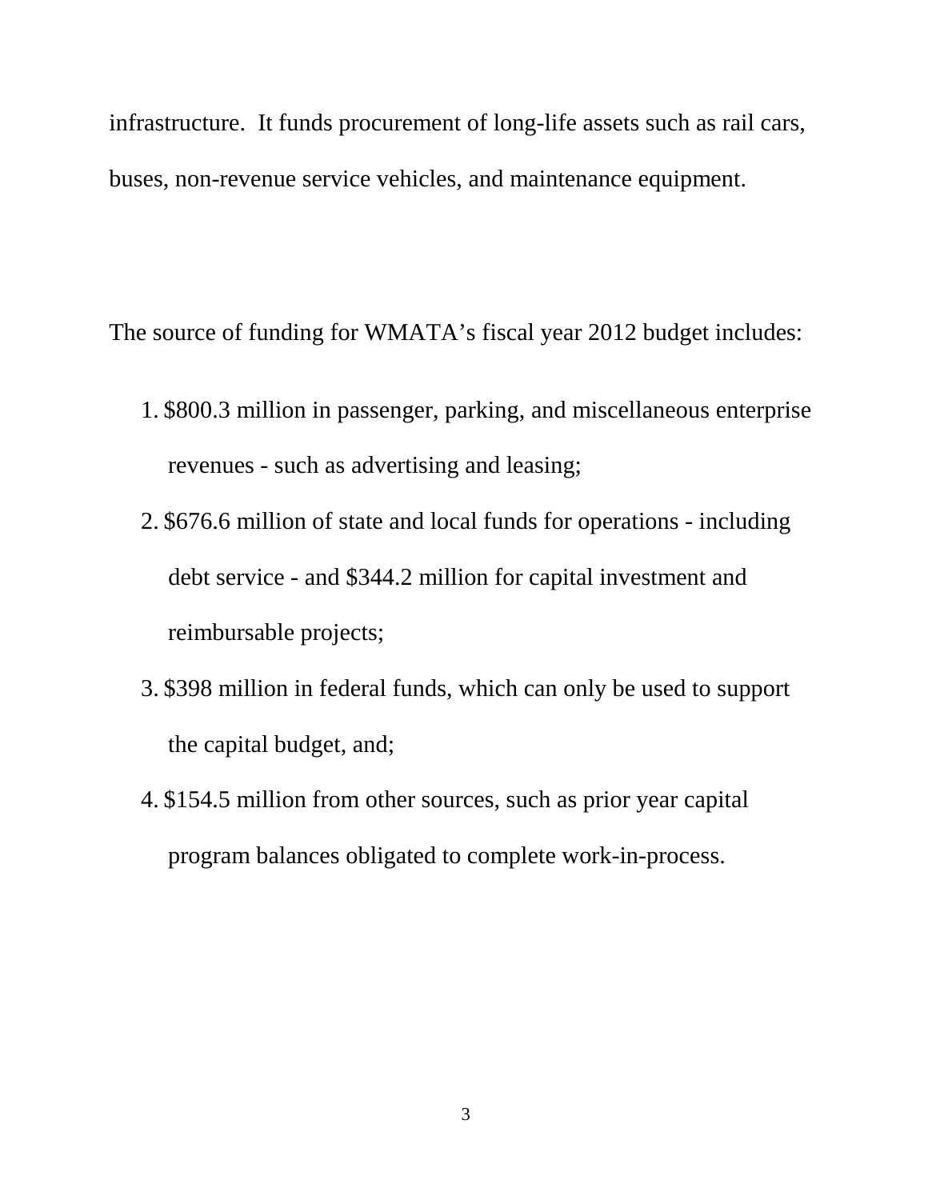infrastructure. It funds procurement of long-life assets such as rail cars, buses, non-revenue service vehicles, and maintenance equipment.

The source of funding for WMATA's fiscal year 2012 budget includes:

1. $800.3 million in passenger, parking, and miscellaneous enterprise revenues - such as advertising and leasing;
2. $676.6 million of state and local funds for operations - including debt service - and $344.2 million for capital investment and reimbursable projects;
3. $398 million in federal funds, which can only be used to support the capital budget, and;
4. $154.5 million from other sources, such as prior year capital program balances obligated to complete work-in-process.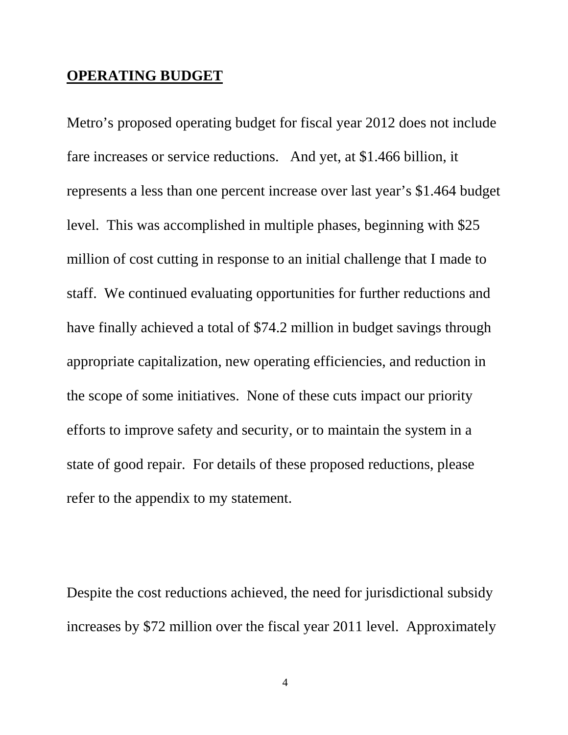**OPERATING BUDGET**

Metro's proposed operating budget for fiscal year 2012 does not include fare increases or service reductions. And yet, at $1.466 billion, it represents a less than one percent increase over last year's $1.464 budget level. This was accomplished in multiple phases, beginning with $25 million of cost cutting in response to an initial challenge that I made to staff. We continued evaluating opportunities for further reductions and have finally achieved a total of $74.2 million in budget savings through appropriate capitalization, new operating efficiencies, and reduction in the scope of some initiatives. None of these cuts impact our priority efforts to improve safety and security, or to maintain the system in a state of good repair. For details of these proposed reductions, please refer to the appendix to my statement.

Despite the cost reductions achieved, the need for jurisdictional subsidy increases by $72 million over the fiscal year 2011 level. Approximately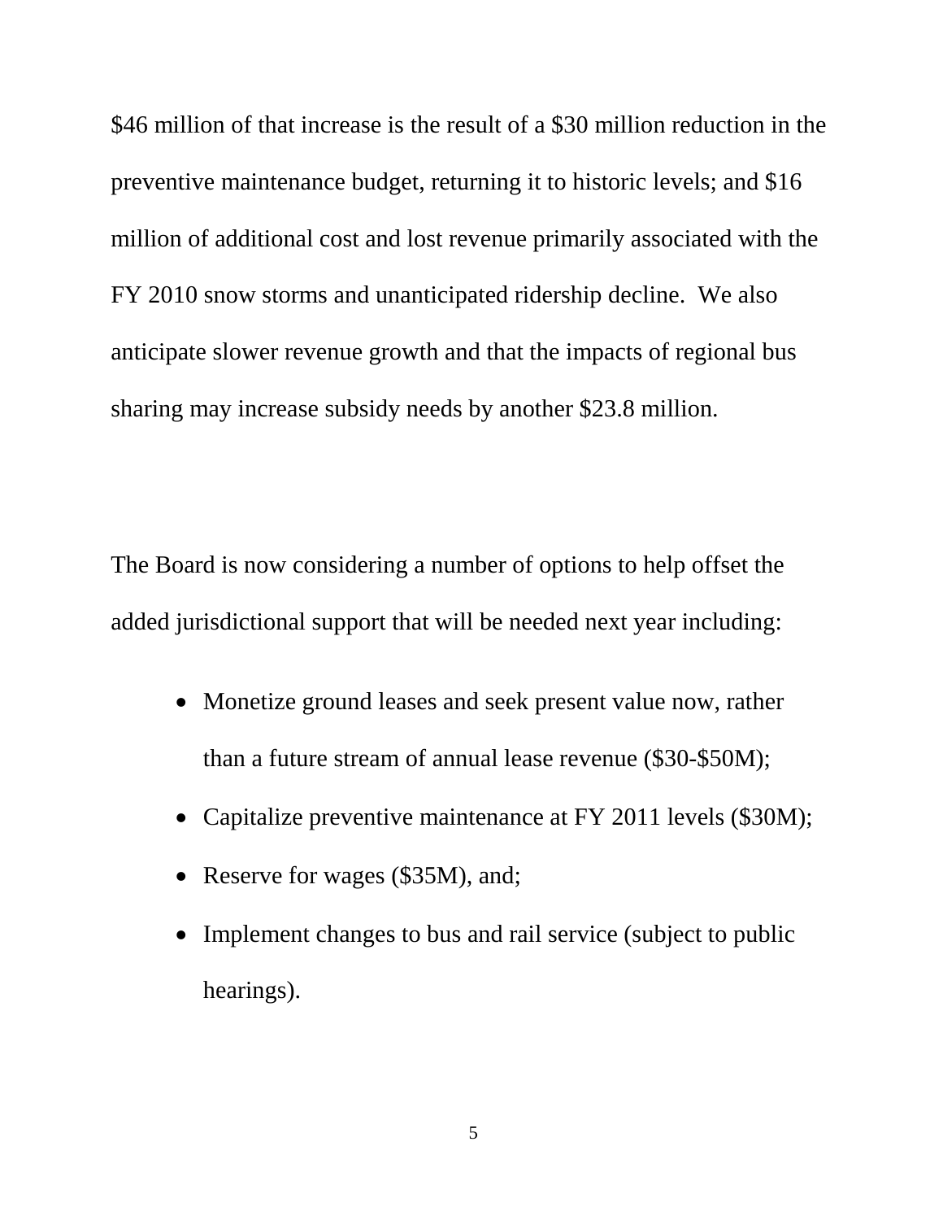$46 million of that increase is the result of a $30 million reduction in the preventive maintenance budget, returning it to historic levels; and $16 million of additional cost and lost revenue primarily associated with the FY 2010 snow storms and unanticipated ridership decline. We also anticipate slower revenue growth and that the impacts of regional bus sharing may increase subsidy needs by another $23.8 million.

The Board is now considering a number of options to help offset the added jurisdictional support that will be needed next year including:

- Monetize ground leases and seek present value now, rather than a future stream of annual lease revenue ($30-$50M);
- Capitalize preventive maintenance at FY 2011 levels ($30M);
- Reserve for wages ($35M), and;
- Implement changes to bus and rail service (subject to public hearings).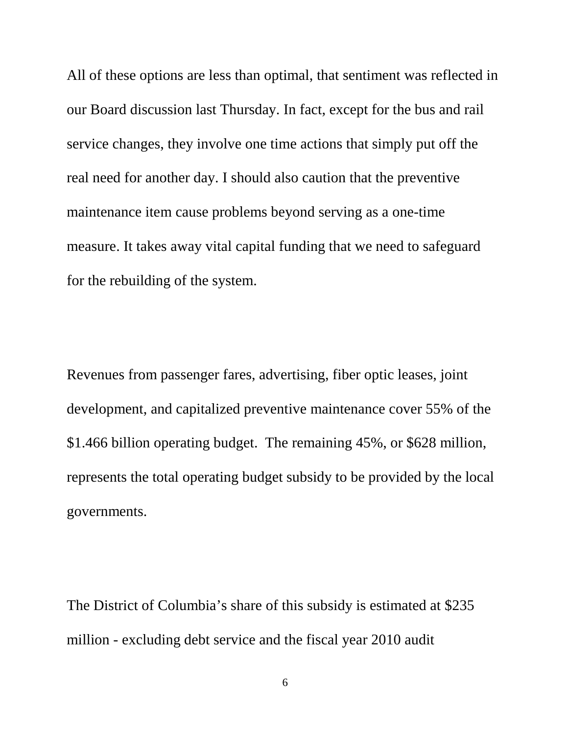All of these options are less than optimal, that sentiment was reflected in our Board discussion last Thursday. In fact, except for the bus and rail service changes, they involve one time actions that simply put off the real need for another day. I should also caution that the preventive maintenance item cause problems beyond serving as a one-time measure. It takes away vital capital funding that we need to safeguard for the rebuilding of the system.

Revenues from passenger fares, advertising, fiber optic leases, joint development, and capitalized preventive maintenance cover 55% of the $1.466 billion operating budget.  The remaining 45%, or $628 million, represents the total operating budget subsidy to be provided by the local governments.

The District of Columbia's share of this subsidy is estimated at $235 million - excluding debt service and the fiscal year 2010 audit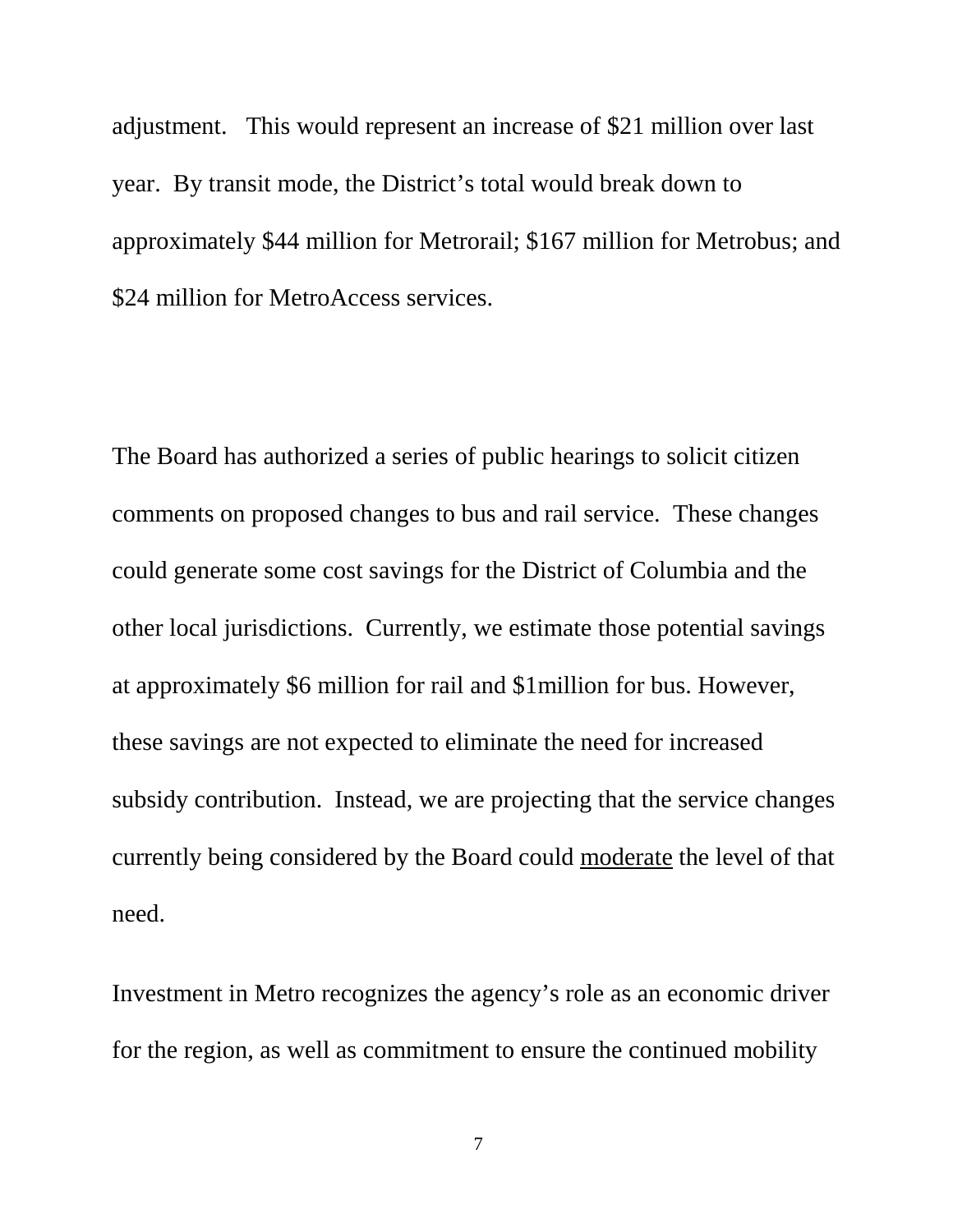adjustment. This would represent an increase of $21 million over last year. By transit mode, the District's total would break down to approximately $44 million for Metrorail; $167 million for Metrobus; and $24 million for MetroAccess services.

The Board has authorized a series of public hearings to solicit citizen comments on proposed changes to bus and rail service. These changes could generate some cost savings for the District of Columbia and the other local jurisdictions. Currently, we estimate those potential savings at approximately $6 million for rail and $1million for bus. However, these savings are not expected to eliminate the need for increased subsidy contribution. Instead, we are projecting that the service changes currently being considered by the Board could <u>moderate</u> the level of that need.

Investment in Metro recognizes the agency's role as an economic driver for the region, as well as commitment to ensure the continued mobility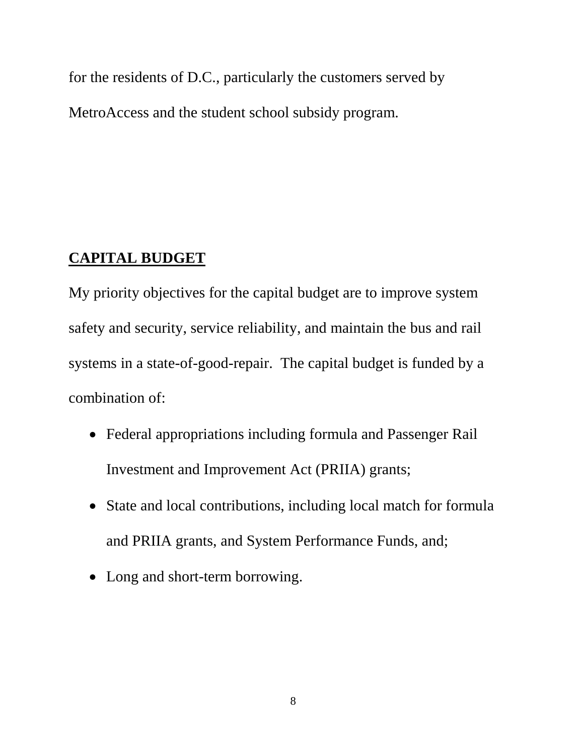for the residents of D.C., particularly the customers served by MetroAccess and the student school subsidy program.

## CAPITAL BUDGET

My priority objectives for the capital budget are to improve system safety and security, service reliability, and maintain the bus and rail systems in a state-of-good-repair. The capital budget is funded by a combination of:

- Federal appropriations including formula and Passenger Rail Investment and Improvement Act (PRIIA) grants;
- State and local contributions, including local match for formula and PRIIA grants, and System Performance Funds, and;
- Long and short-term borrowing.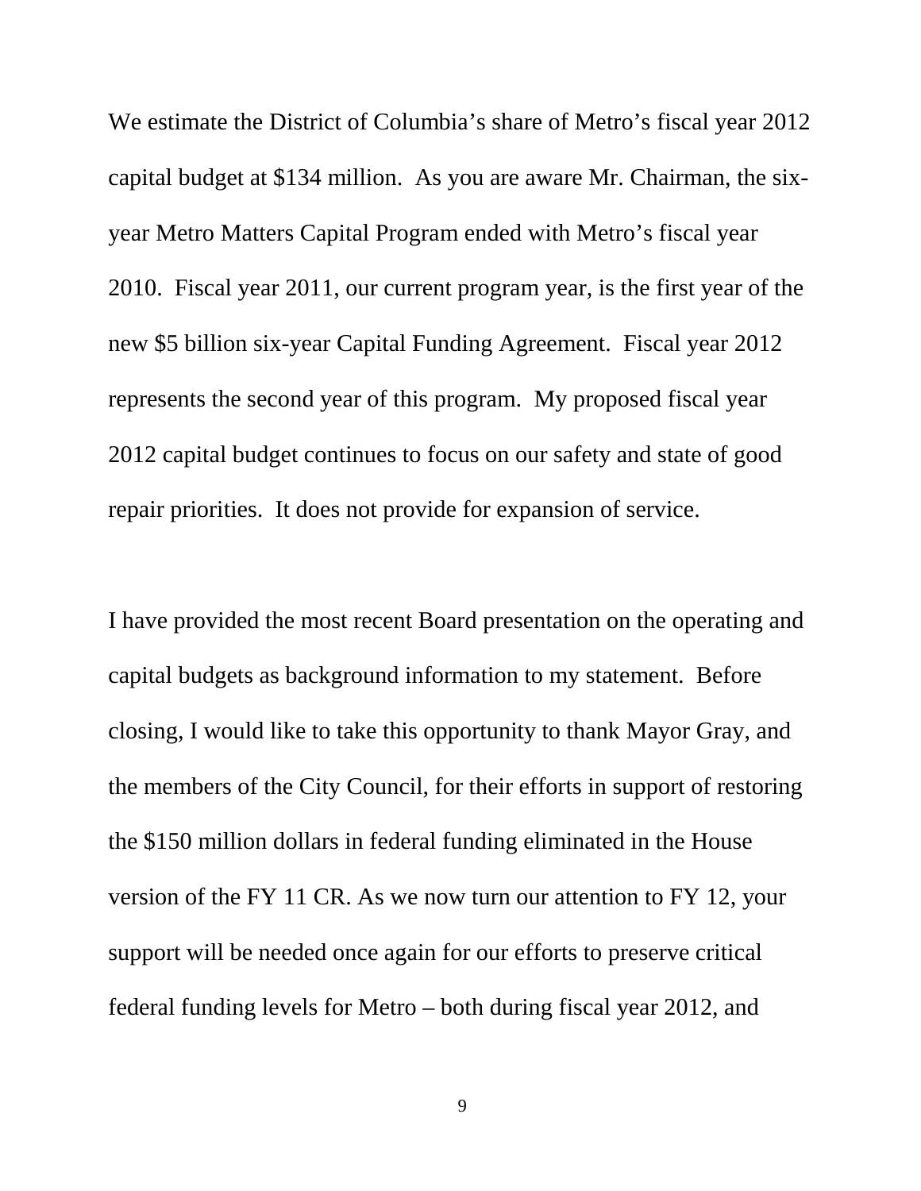We estimate the District of Columbia's share of Metro's fiscal year 2012 capital budget at $134 million. As you are aware Mr. Chairman, the six-year Metro Matters Capital Program ended with Metro's fiscal year 2010. Fiscal year 2011, our current program year, is the first year of the new $5 billion six-year Capital Funding Agreement. Fiscal year 2012 represents the second year of this program. My proposed fiscal year 2012 capital budget continues to focus on our safety and state of good repair priorities. It does not provide for expansion of service.

I have provided the most recent Board presentation on the operating and capital budgets as background information to my statement. Before closing, I would like to take this opportunity to thank Mayor Gray, and the members of the City Council, for their efforts in support of restoring the $150 million dollars in federal funding eliminated in the House version of the FY 11 CR. As we now turn our attention to FY 12, your support will be needed once again for our efforts to preserve critical federal funding levels for Metro – both during fiscal year 2012, and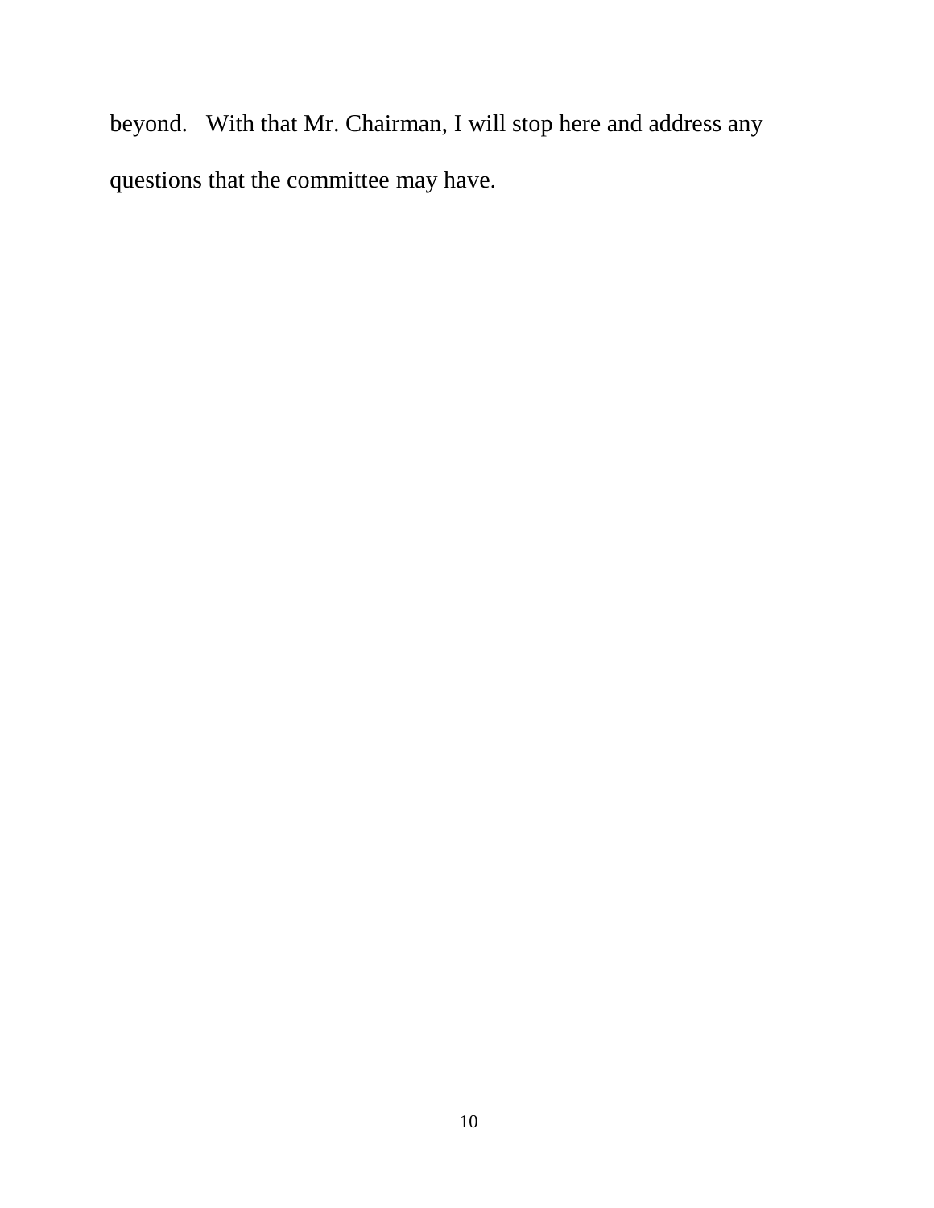beyond. With that Mr. Chairman, I will stop here and address any questions that the committee may have.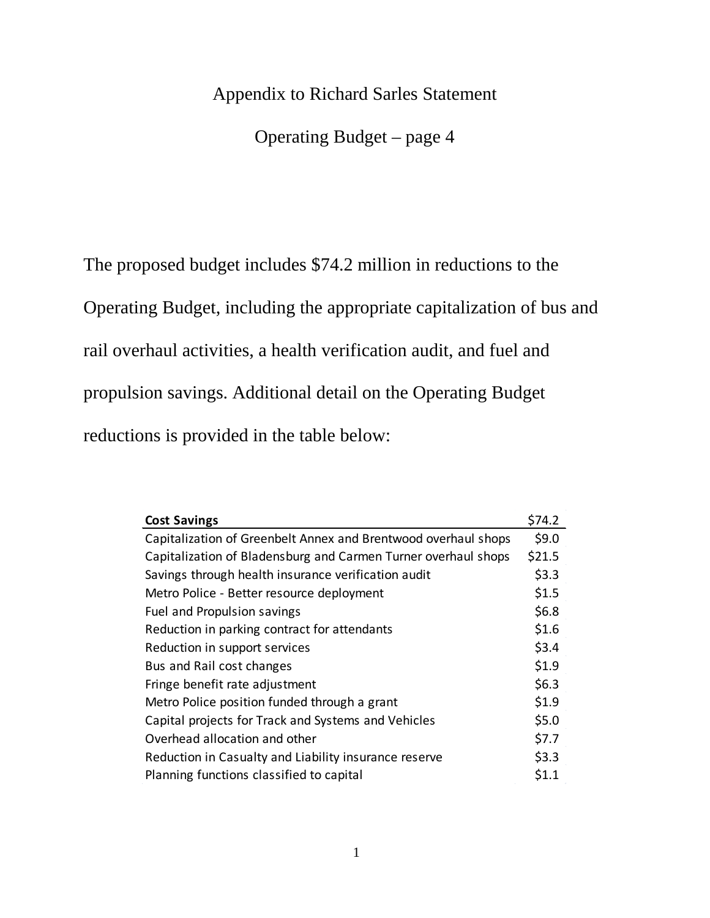# Appendix to Richard Sarles Statement

## Operating Budget – page 4

The proposed budget includes $74.2 million in reductions to the Operating Budget, including the appropriate capitalization of bus and rail overhaul activities, a health verification audit, and fuel and propulsion savings. Additional detail on the Operating Budget reductions is provided in the table below:

| **Cost Savings** | $74.2 |
| --- | --- |
| Capitalization of Greenbelt Annex and Brentwood overhaul shops | $9.0 |
| Capitalization of Bladensburg and Carmen Turner overhaul shops | $21.5 |
| Savings through health insurance verification audit | $3.3 |
| Metro Police - Better resource deployment | $1.5 |
| Fuel and Propulsion savings | $6.8 |
| Reduction in parking contract for attendants | $1.6 |
| Reduction in support services | $3.4 |
| Bus and Rail cost changes | $1.9 |
| Fringe benefit rate adjustment | $6.3 |
| Metro Police position funded through a grant | $1.9 |
| Capital projects for Track and Systems and Vehicles | $5.0 |
| Overhead allocation and other | $7.7 |
| Reduction in Casualty and Liability insurance reserve | $3.3 |
| Planning functions classified to capital | $1.1 |